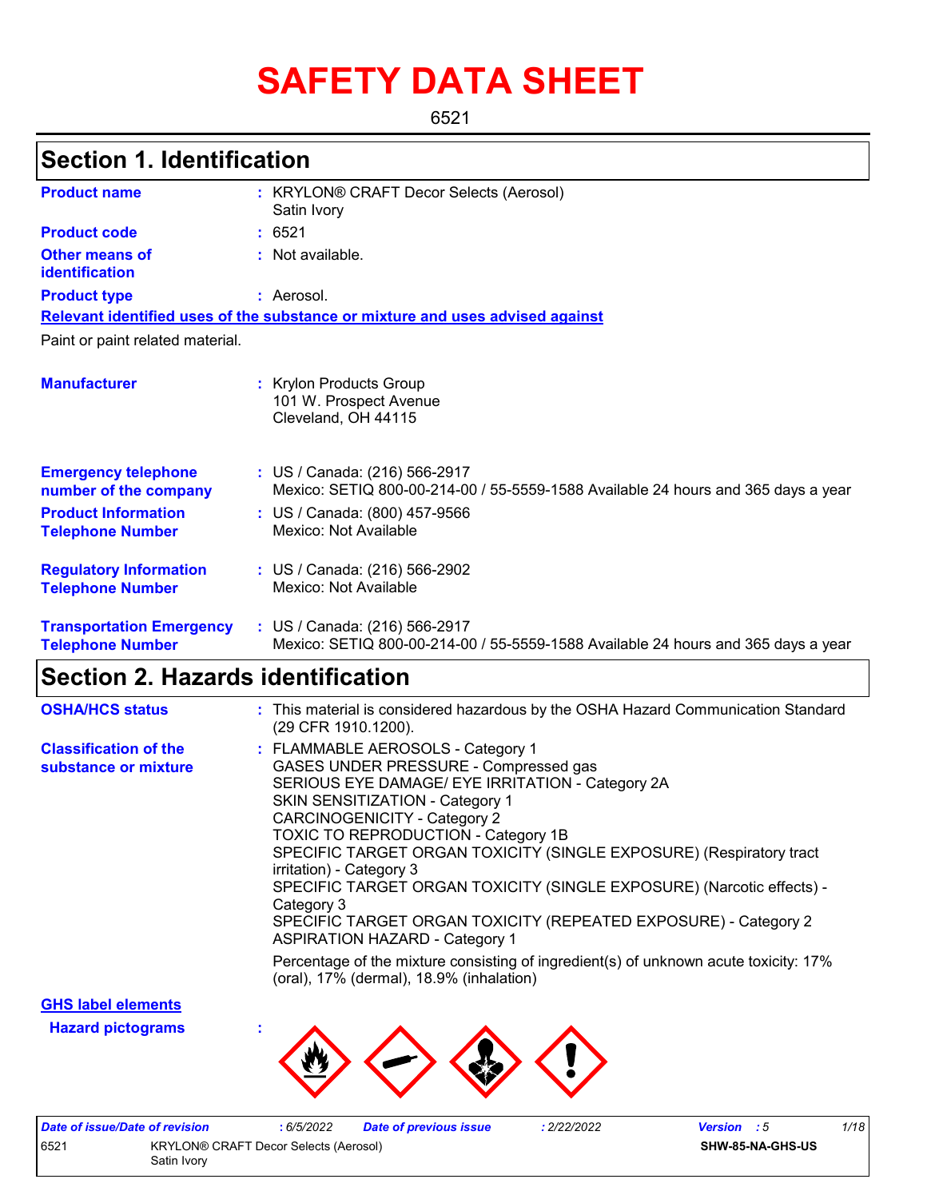# SAFETY DATA SHEET

6521

## Section 1. Identification

| | | |
|---|---|---|
| **Product name** | : | KRYLON® CRAFT Decor Selects (Aerosol) Satin Ivory |
| **Product code** | : | 6521 |
| **Other means of identification** | : | Not available. |
| **Product type** | : | Aerosol. |

**Relevant identified uses of the substance or mixture and uses advised against**

Paint or paint related material.

| | | |
|---|---|---|
| **Manufacturer** | : | Krylon Products Group<br>101 W. Prospect Avenue<br>Cleveland, OH 44115 |
| **Emergency telephone number of the company** | : | US / Canada: (216) 566-2917<br>Mexico: SETIQ 800-00-214-00 / 55-5559-1588 Available 24 hours and 365 days a year |
| **Product Information Telephone Number** | : | US / Canada: (800) 457-9566<br>Mexico: Not Available |
| **Regulatory Information Telephone Number** | : | US / Canada: (216) 566-2902<br>Mexico: Not Available |
| **Transportation Emergency Telephone Number** | : | US / Canada: (216) 566-2917<br>Mexico: SETIQ 800-00-214-00 / 55-5559-1588 Available 24 hours and 365 days a year |

## Section 2. Hazards identification

| | | |
|---|---|---|
| **OSHA/HCS status** | : | This material is considered hazardous by the OSHA Hazard Communication Standard (29 CFR 1910.1200). |
| **Classification of the substance or mixture** | : | FLAMMABLE AEROSOLS - Category 1<br>GASES UNDER PRESSURE - Compressed gas<br>SERIOUS EYE DAMAGE/ EYE IRRITATION - Category 2A<br>SKIN SENSITIZATION - Category 1<br>CARCINOGENICITY - Category 2<br>TOXIC TO REPRODUCTION - Category 1B<br>SPECIFIC TARGET ORGAN TOXICITY (SINGLE EXPOSURE) (Respiratory tract irritation) - Category 3<br>SPECIFIC TARGET ORGAN TOXICITY (SINGLE EXPOSURE) (Narcotic effects) - Category 3<br>SPECIFIC TARGET ORGAN TOXICITY (REPEATED EXPOSURE) - Category 2<br>ASPIRATION HAZARD - Category 1<br><br>Percentage of the mixture consisting of ingredient(s) of unknown acute toxicity: 17% (oral), 17% (dermal), 18.9% (inhalation) |

**GHS label elements**

**Hazard pictograms** :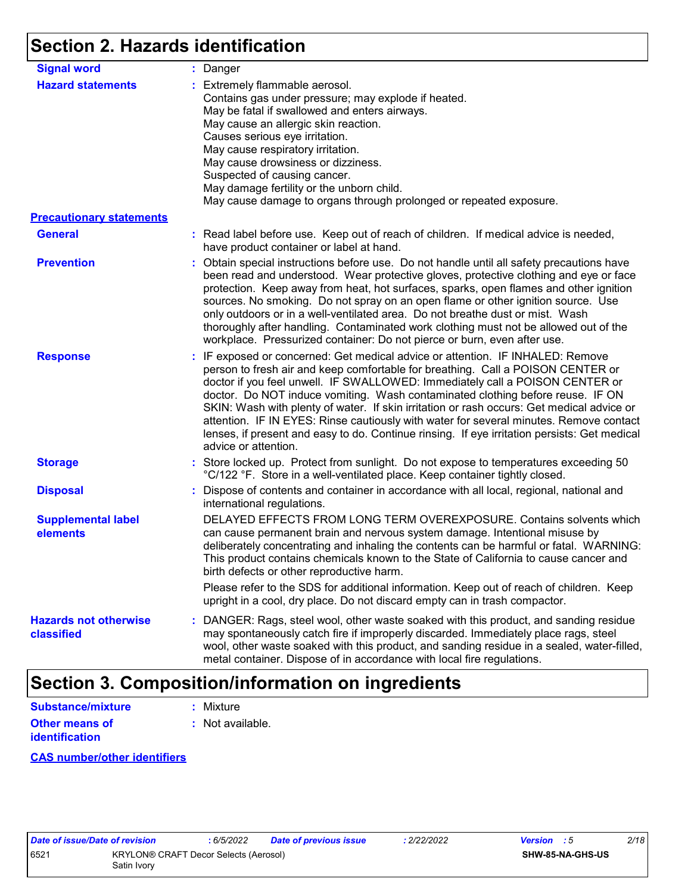## Section 2. Hazards identification

**Signal word** : Danger

**Hazard statements** : Extremely flammable aerosol.
Contains gas under pressure; may explode if heated.
May be fatal if swallowed and enters airways.
May cause an allergic skin reaction.
Causes serious eye irritation.
May cause respiratory irritation.
May cause drowsiness or dizziness.
Suspected of causing cancer.
May damage fertility or the unborn child.
May cause damage to organs through prolonged or repeated exposure.

**Precautionary statements**

**General** : Read label before use. Keep out of reach of children. If medical advice is needed, have product container or label at hand.

**Prevention** : Obtain special instructions before use. Do not handle until all safety precautions have been read and understood. Wear protective gloves, protective clothing and eye or face protection. Keep away from heat, hot surfaces, sparks, open flames and other ignition sources. No smoking. Do not spray on an open flame or other ignition source. Use only outdoors or in a well-ventilated area. Do not breathe dust or mist. Wash thoroughly after handling. Contaminated work clothing must not be allowed out of the workplace. Pressurized container: Do not pierce or burn, even after use.

**Response** : IF exposed or concerned: Get medical advice or attention. IF INHALED: Remove person to fresh air and keep comfortable for breathing. Call a POISON CENTER or doctor if you feel unwell. IF SWALLOWED: Immediately call a POISON CENTER or doctor. Do NOT induce vomiting. Wash contaminated clothing before reuse. IF ON SKIN: Wash with plenty of water. If skin irritation or rash occurs: Get medical advice or attention. IF IN EYES: Rinse cautiously with water for several minutes. Remove contact lenses, if present and easy to do. Continue rinsing. If eye irritation persists: Get medical advice or attention.

**Storage** : Store locked up. Protect from sunlight. Do not expose to temperatures exceeding 50 °C/122 °F. Store in a well-ventilated place. Keep container tightly closed.

**Disposal** : Dispose of contents and container in accordance with all local, regional, national and international regulations.

**Supplemental label elements** DELAYED EFFECTS FROM LONG TERM OVEREXPOSURE. Contains solvents which can cause permanent brain and nervous system damage. Intentional misuse by deliberately concentrating and inhaling the contents can be harmful or fatal. WARNING: This product contains chemicals known to the State of California to cause cancer and birth defects or other reproductive harm.

Please refer to the SDS for additional information. Keep out of reach of children. Keep upright in a cool, dry place. Do not discard empty can in trash compactor.

**Hazards not otherwise classified** : DANGER: Rags, steel wool, other waste soaked with this product, and sanding residue may spontaneously catch fire if improperly discarded. Immediately place rags, steel wool, other waste soaked with this product, and sanding residue in a sealed, water-filled, metal container. Dispose of in accordance with local fire regulations.

## Section 3. Composition/information on ingredients

**Substance/mixture** : Mixture

**Other means of identification** : Not available.

**CAS number/other identifiers**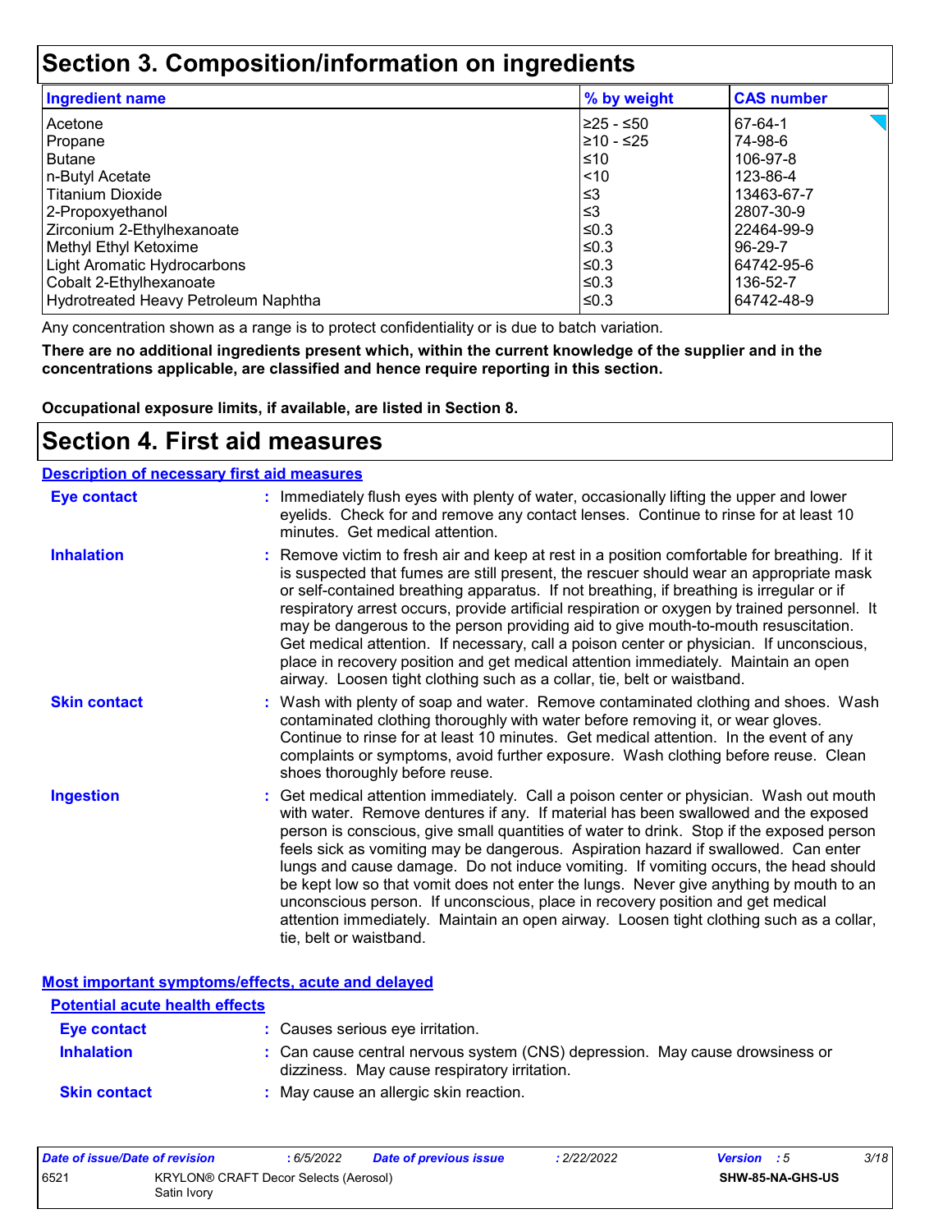# Section 3. Composition/information on ingredients

| Ingredient name | % by weight | CAS number |
| --- | --- | --- |
| Acetone | ≥25 - ≤50 | 67-64-1 |
| Propane | ≥10 - ≤25 | 74-98-6 |
| Butane | ≤10 | 106-97-8 |
| n-Butyl Acetate | <10 | 123-86-4 |
| Titanium Dioxide | ≤3 | 13463-67-7 |
| 2-Propoxyethanol | ≤3 | 2807-30-9 |
| Zirconium 2-Ethylhexanoate | ≤0.3 | 22464-99-9 |
| Methyl Ethyl Ketoxime | ≤0.3 | 96-29-7 |
| Light Aromatic Hydrocarbons | ≤0.3 | 64742-95-6 |
| Cobalt 2-Ethylhexanoate | ≤0.3 | 136-52-7 |
| Hydrotreated Heavy Petroleum Naphtha | ≤0.3 | 64742-48-9 |

Any concentration shown as a range is to protect confidentiality or is due to batch variation.

**There are no additional ingredients present which, within the current knowledge of the supplier and in the concentrations applicable, are classified and hence require reporting in this section.**

**Occupational exposure limits, if available, are listed in Section 8.**

# Section 4. First aid measures

## Description of necessary first aid measures

**Eye contact** : Immediately flush eyes with plenty of water, occasionally lifting the upper and lower eyelids. Check for and remove any contact lenses. Continue to rinse for at least 10 minutes. Get medical attention.

**Inhalation** : Remove victim to fresh air and keep at rest in a position comfortable for breathing. If it is suspected that fumes are still present, the rescuer should wear an appropriate mask or self-contained breathing apparatus. If not breathing, if breathing is irregular or if respiratory arrest occurs, provide artificial respiration or oxygen by trained personnel. It may be dangerous to the person providing aid to give mouth-to-mouth resuscitation. Get medical attention. If necessary, call a poison center or physician. If unconscious, place in recovery position and get medical attention immediately. Maintain an open airway. Loosen tight clothing such as a collar, tie, belt or waistband.

**Skin contact** : Wash with plenty of soap and water. Remove contaminated clothing and shoes. Wash contaminated clothing thoroughly with water before removing it, or wear gloves. Continue to rinse for at least 10 minutes. Get medical attention. In the event of any complaints or symptoms, avoid further exposure. Wash clothing before reuse. Clean shoes thoroughly before reuse.

**Ingestion** : Get medical attention immediately. Call a poison center or physician. Wash out mouth with water. Remove dentures if any. If material has been swallowed and the exposed person is conscious, give small quantities of water to drink. Stop if the exposed person feels sick as vomiting may be dangerous. Aspiration hazard if swallowed. Can enter lungs and cause damage. Do not induce vomiting. If vomiting occurs, the head should be kept low so that vomit does not enter the lungs. Never give anything by mouth to an unconscious person. If unconscious, place in recovery position and get medical attention immediately. Maintain an open airway. Loosen tight clothing such as a collar, tie, belt or waistband.

## Most important symptoms/effects, acute and delayed

### Potential acute health effects

**Eye contact** : Causes serious eye irritation.

**Inhalation** : Can cause central nervous system (CNS) depression. May cause drowsiness or dizziness. May cause respiratory irritation.

**Skin contact** : May cause an allergic skin reaction.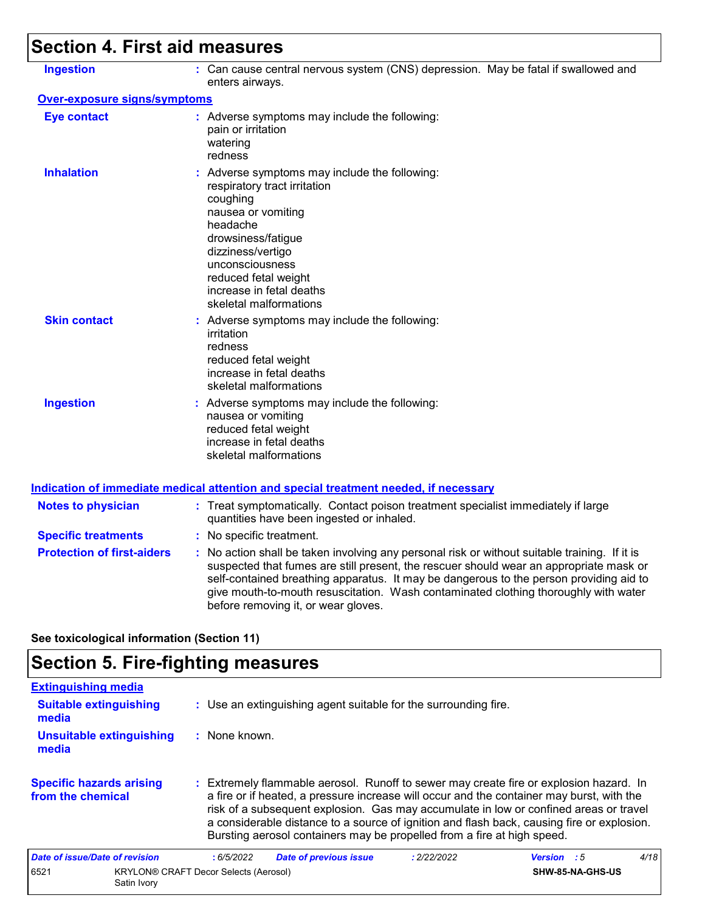## Section 4. First aid measures

**Ingestion** : Can cause central nervous system (CNS) depression. May be fatal if swallowed and enters airways.

**Over-exposure signs/symptoms**

**Eye contact** : Adverse symptoms may include the following:
pain or irritation
watering
redness

**Inhalation** : Adverse symptoms may include the following:
respiratory tract irritation
coughing
nausea or vomiting
headache
drowsiness/fatigue
dizziness/vertigo
unconsciousness
reduced fetal weight
increase in fetal deaths
skeletal malformations

**Skin contact** : Adverse symptoms may include the following:
irritation
redness
reduced fetal weight
increase in fetal deaths
skeletal malformations

**Ingestion** : Adverse symptoms may include the following:
nausea or vomiting
reduced fetal weight
increase in fetal deaths
skeletal malformations

**Indication of immediate medical attention and special treatment needed, if necessary**

**Notes to physician** : Treat symptomatically. Contact poison treatment specialist immediately if large quantities have been ingested or inhaled.

**Specific treatments** : No specific treatment.

**Protection of first-aiders** : No action shall be taken involving any personal risk or without suitable training. If it is suspected that fumes are still present, the rescuer should wear an appropriate mask or self-contained breathing apparatus. It may be dangerous to the person providing aid to give mouth-to-mouth resuscitation. Wash contaminated clothing thoroughly with water before removing it, or wear gloves.

**See toxicological information (Section 11)**

## Section 5. Fire-fighting measures

**Extinguishing media**

**Suitable extinguishing media** : Use an extinguishing agent suitable for the surrounding fire.

**Unsuitable extinguishing media** : None known.

**Specific hazards arising from the chemical** : Extremely flammable aerosol. Runoff to sewer may create fire or explosion hazard. In a fire or if heated, a pressure increase will occur and the container may burst, with the risk of a subsequent explosion. Gas may accumulate in low or confined areas or travel a considerable distance to a source of ignition and flash back, causing fire or explosion. Bursting aerosol containers may be propelled from a fire at high speed.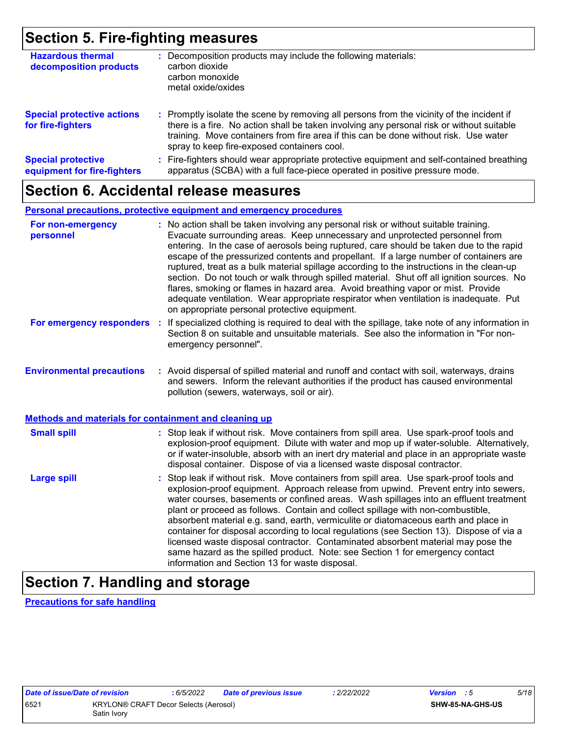## Section 5. Fire-fighting measures

**Hazardous thermal decomposition products** : Decomposition products may include the following materials:
carbon dioxide
carbon monoxide
metal oxide/oxides

**Special protective actions for fire-fighters** : Promptly isolate the scene by removing all persons from the vicinity of the incident if there is a fire. No action shall be taken involving any personal risk or without suitable training. Move containers from fire area if this can be done without risk. Use water spray to keep fire-exposed containers cool.

**Special protective equipment for fire-fighters** : Fire-fighters should wear appropriate protective equipment and self-contained breathing apparatus (SCBA) with a full face-piece operated in positive pressure mode.

## Section 6. Accidental release measures

### Personal precautions, protective equipment and emergency procedures

**For non-emergency personnel** : No action shall be taken involving any personal risk or without suitable training. Evacuate surrounding areas. Keep unnecessary and unprotected personnel from entering. In the case of aerosols being ruptured, care should be taken due to the rapid escape of the pressurized contents and propellant. If a large number of containers are ruptured, treat as a bulk material spillage according to the instructions in the clean-up section. Do not touch or walk through spilled material. Shut off all ignition sources. No flares, smoking or flames in hazard area. Avoid breathing vapor or mist. Provide adequate ventilation. Wear appropriate respirator when ventilation is inadequate. Put on appropriate personal protective equipment.

**For emergency responders** : If specialized clothing is required to deal with the spillage, take note of any information in Section 8 on suitable and unsuitable materials. See also the information in "For non-emergency personnel".

**Environmental precautions** : Avoid dispersal of spilled material and runoff and contact with soil, waterways, drains and sewers. Inform the relevant authorities if the product has caused environmental pollution (sewers, waterways, soil or air).

### Methods and materials for containment and cleaning up

**Small spill** : Stop leak if without risk. Move containers from spill area. Use spark-proof tools and explosion-proof equipment. Dilute with water and mop up if water-soluble. Alternatively, or if water-insoluble, absorb with an inert dry material and place in an appropriate waste disposal container. Dispose of via a licensed waste disposal contractor.

**Large spill** : Stop leak if without risk. Move containers from spill area. Use spark-proof tools and explosion-proof equipment. Approach release from upwind. Prevent entry into sewers, water courses, basements or confined areas. Wash spillages into an effluent treatment plant or proceed as follows. Contain and collect spillage with non-combustible, absorbent material e.g. sand, earth, vermiculite or diatomaceous earth and place in container for disposal according to local regulations (see Section 13). Dispose of via a licensed waste disposal contractor. Contaminated absorbent material may pose the same hazard as the spilled product. Note: see Section 1 for emergency contact information and Section 13 for waste disposal.

## Section 7. Handling and storage

### Precautions for safe handling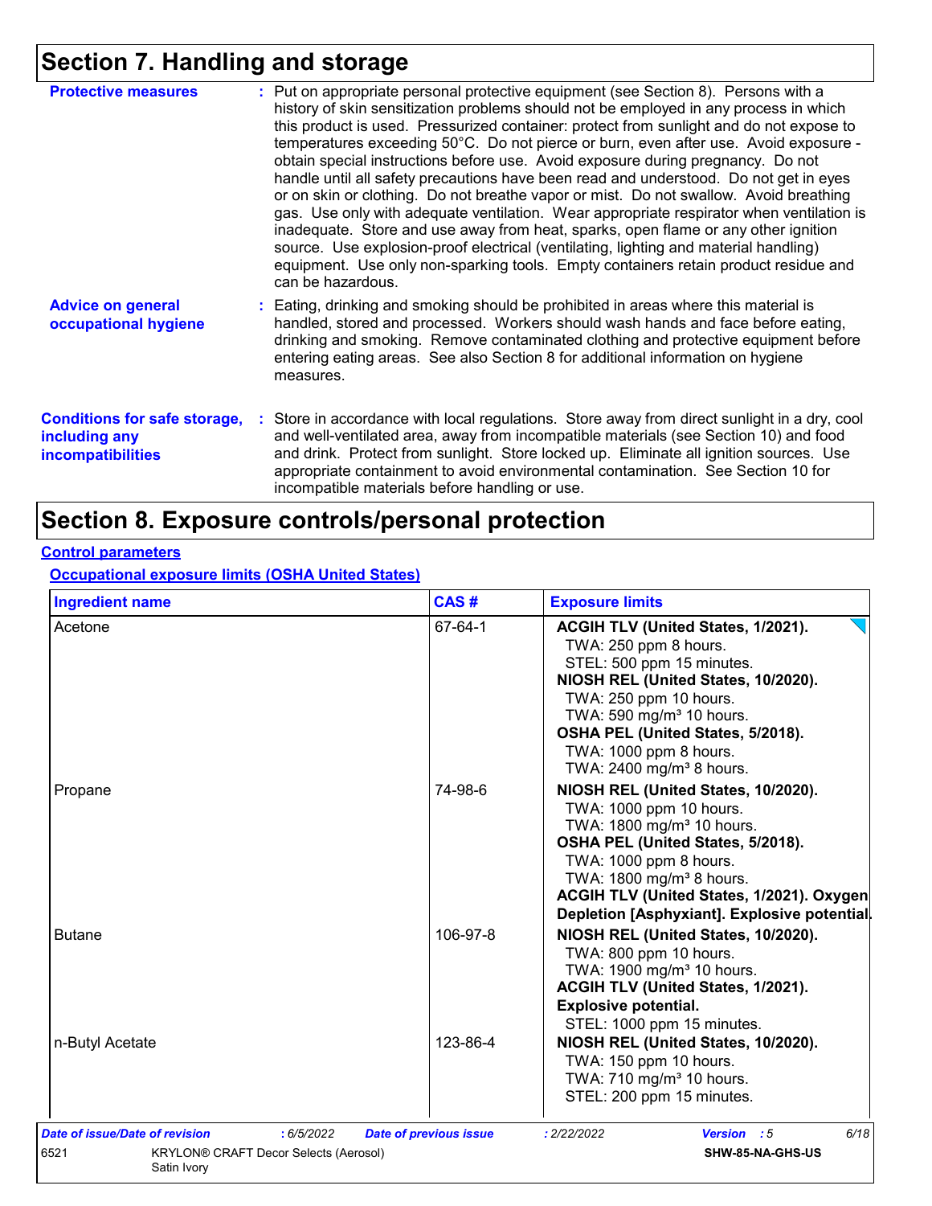# Section 7. Handling and storage

**Protective measures** : Put on appropriate personal protective equipment (see Section 8). Persons with a history of skin sensitization problems should not be employed in any process in which this product is used. Pressurized container: protect from sunlight and do not expose to temperatures exceeding 50°C. Do not pierce or burn, even after use. Avoid exposure - obtain special instructions before use. Avoid exposure during pregnancy. Do not handle until all safety precautions have been read and understood. Do not get in eyes or on skin or clothing. Do not breathe vapor or mist. Do not swallow. Avoid breathing gas. Use only with adequate ventilation. Wear appropriate respirator when ventilation is inadequate. Store and use away from heat, sparks, open flame or any other ignition source. Use explosion-proof electrical (ventilating, lighting and material handling) equipment. Use only non-sparking tools. Empty containers retain product residue and can be hazardous.

**Advice on general occupational hygiene** : Eating, drinking and smoking should be prohibited in areas where this material is handled, stored and processed. Workers should wash hands and face before eating, drinking and smoking. Remove contaminated clothing and protective equipment before entering eating areas. See also Section 8 for additional information on hygiene measures.

**Conditions for safe storage, including any incompatibilities** : Store in accordance with local regulations. Store away from direct sunlight in a dry, cool and well-ventilated area, away from incompatible materials (see Section 10) and food and drink. Protect from sunlight. Store locked up. Eliminate all ignition sources. Use appropriate containment to avoid environmental contamination. See Section 10 for incompatible materials before handling or use.

# Section 8. Exposure controls/personal protection

## Control parameters

### Occupational exposure limits (OSHA United States)

| Ingredient name | CAS # | Exposure limits |
|---|---|---|
| Acetone | 67-64-1 | **ACGIH TLV (United States, 1/2021).**<br>TWA: 250 ppm 8 hours.<br>STEL: 500 ppm 15 minutes.<br>**NIOSH REL (United States, 10/2020).**<br>TWA: 250 ppm 10 hours.<br>TWA: 590 mg/m³ 10 hours.<br>**OSHA PEL (United States, 5/2018).**<br>TWA: 1000 ppm 8 hours.<br>TWA: 2400 mg/m³ 8 hours. |
| Propane | 74-98-6 | **NIOSH REL (United States, 10/2020).**<br>TWA: 1000 ppm 10 hours.<br>TWA: 1800 mg/m³ 10 hours.<br>**OSHA PEL (United States, 5/2018).**<br>TWA: 1000 ppm 8 hours.<br>TWA: 1800 mg/m³ 8 hours.<br>**ACGIH TLV (United States, 1/2021). Oxygen Depletion [Asphyxiant]. Explosive potential.** |
| Butane | 106-97-8 | **NIOSH REL (United States, 10/2020).**<br>TWA: 800 ppm 10 hours.<br>TWA: 1900 mg/m³ 10 hours.<br>**ACGIH TLV (United States, 1/2021). Explosive potential.**<br>STEL: 1000 ppm 15 minutes. |
| n-Butyl Acetate | 123-86-4 | **NIOSH REL (United States, 10/2020).**<br>TWA: 150 ppm 10 hours.<br>TWA: 710 mg/m³ 10 hours.<br>STEL: 200 ppm 15 minutes. |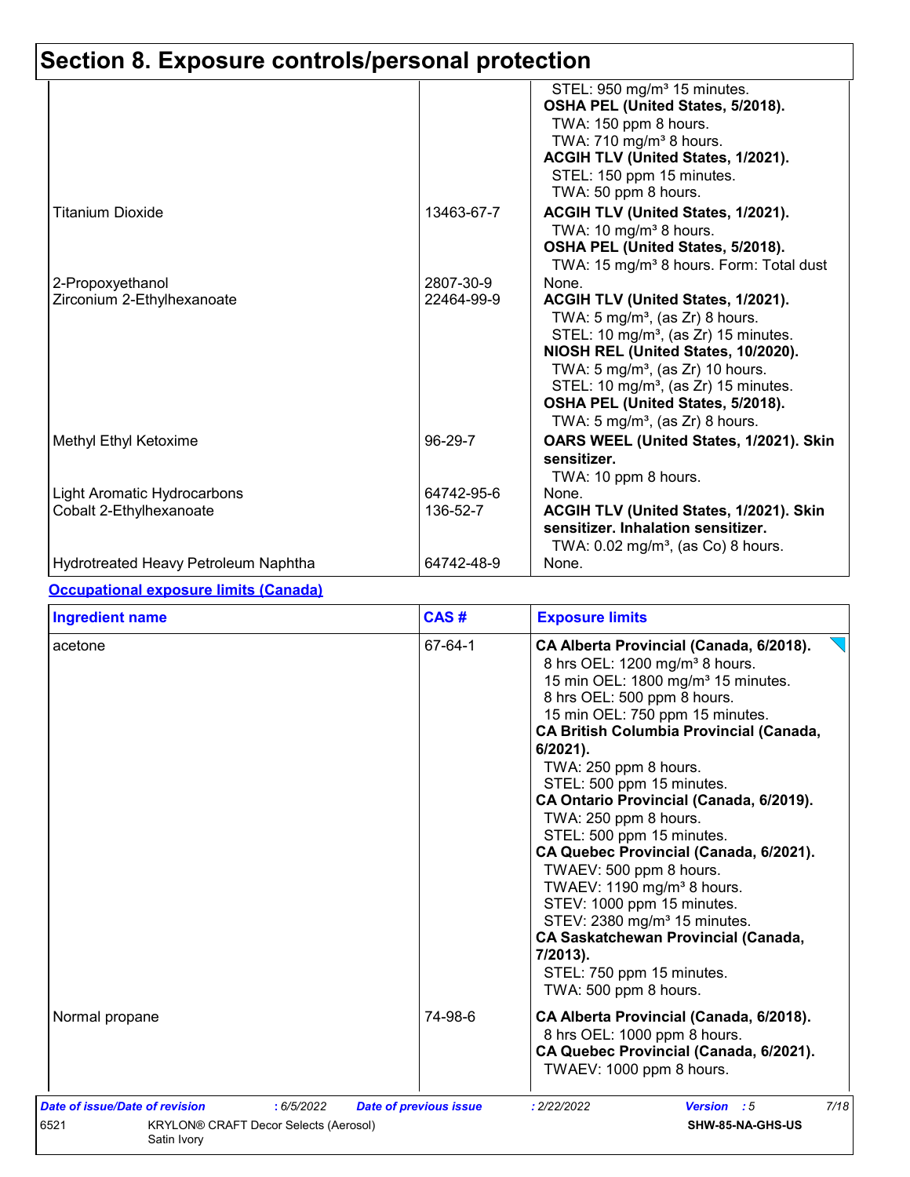## Section 8. Exposure controls/personal protection

| | | |
|---|---|---|
| | | STEL: 950 mg/m³ 15 minutes.<br>**OSHA PEL (United States, 5/2018).**<br>TWA: 150 ppm 8 hours.<br>TWA: 710 mg/m³ 8 hours.<br>**ACGIH TLV (United States, 1/2021).**<br>STEL: 150 ppm 15 minutes.<br>TWA: 50 ppm 8 hours. |
| Titanium Dioxide | 13463-67-7 | **ACGIH TLV (United States, 1/2021).**<br>TWA: 10 mg/m³ 8 hours.<br>**OSHA PEL (United States, 5/2018).**<br>TWA: 15 mg/m³ 8 hours. Form: Total dust |
| 2-Propoxyethanol | 2807-30-9 | None. |
| Zirconium 2-Ethylhexanoate | 22464-99-9 | **ACGIH TLV (United States, 1/2021).**<br>TWA: 5 mg/m³, (as Zr) 8 hours.<br>STEL: 10 mg/m³, (as Zr) 15 minutes.<br>**NIOSH REL (United States, 10/2020).**<br>TWA: 5 mg/m³, (as Zr) 10 hours.<br>STEL: 10 mg/m³, (as Zr) 15 minutes.<br>**OSHA PEL (United States, 5/2018).**<br>TWA: 5 mg/m³, (as Zr) 8 hours. |
| Methyl Ethyl Ketoxime | 96-29-7 | **OARS WEEL (United States, 1/2021). Skin sensitizer.**<br>TWA: 10 ppm 8 hours. |
| Light Aromatic Hydrocarbons | 64742-95-6 | None. |
| Cobalt 2-Ethylhexanoate | 136-52-7 | **ACGIH TLV (United States, 1/2021). Skin sensitizer. Inhalation sensitizer.**<br>TWA: 0.02 mg/m³, (as Co) 8 hours. |
| Hydrotreated Heavy Petroleum Naphtha | 64742-48-9 | None. |

**Occupational exposure limits (Canada)**

| Ingredient name | CAS # | Exposure limits |
|---|---|---|
| acetone | 67-64-1 | **CA Alberta Provincial (Canada, 6/2018).**<br>8 hrs OEL: 1200 mg/m³ 8 hours.<br>15 min OEL: 1800 mg/m³ 15 minutes.<br>8 hrs OEL: 500 ppm 8 hours.<br>15 min OEL: 750 ppm 15 minutes.<br>**CA British Columbia Provincial (Canada, 6/2021).**<br>TWA: 250 ppm 8 hours.<br>STEL: 500 ppm 15 minutes.<br>**CA Ontario Provincial (Canada, 6/2019).**<br>TWA: 250 ppm 8 hours.<br>STEL: 500 ppm 15 minutes.<br>**CA Quebec Provincial (Canada, 6/2021).**<br>TWAEV: 500 ppm 8 hours.<br>TWAEV: 1190 mg/m³ 8 hours.<br>STEV: 1000 ppm 15 minutes.<br>STEV: 2380 mg/m³ 15 minutes.<br>**CA Saskatchewan Provincial (Canada, 7/2013).**<br>STEL: 750 ppm 15 minutes.<br>TWA: 500 ppm 8 hours. |
| Normal propane | 74-98-6 | **CA Alberta Provincial (Canada, 6/2018).**<br>8 hrs OEL: 1000 ppm 8 hours.<br>**CA Quebec Provincial (Canada, 6/2021).**<br>TWAEV: 1000 ppm 8 hours. |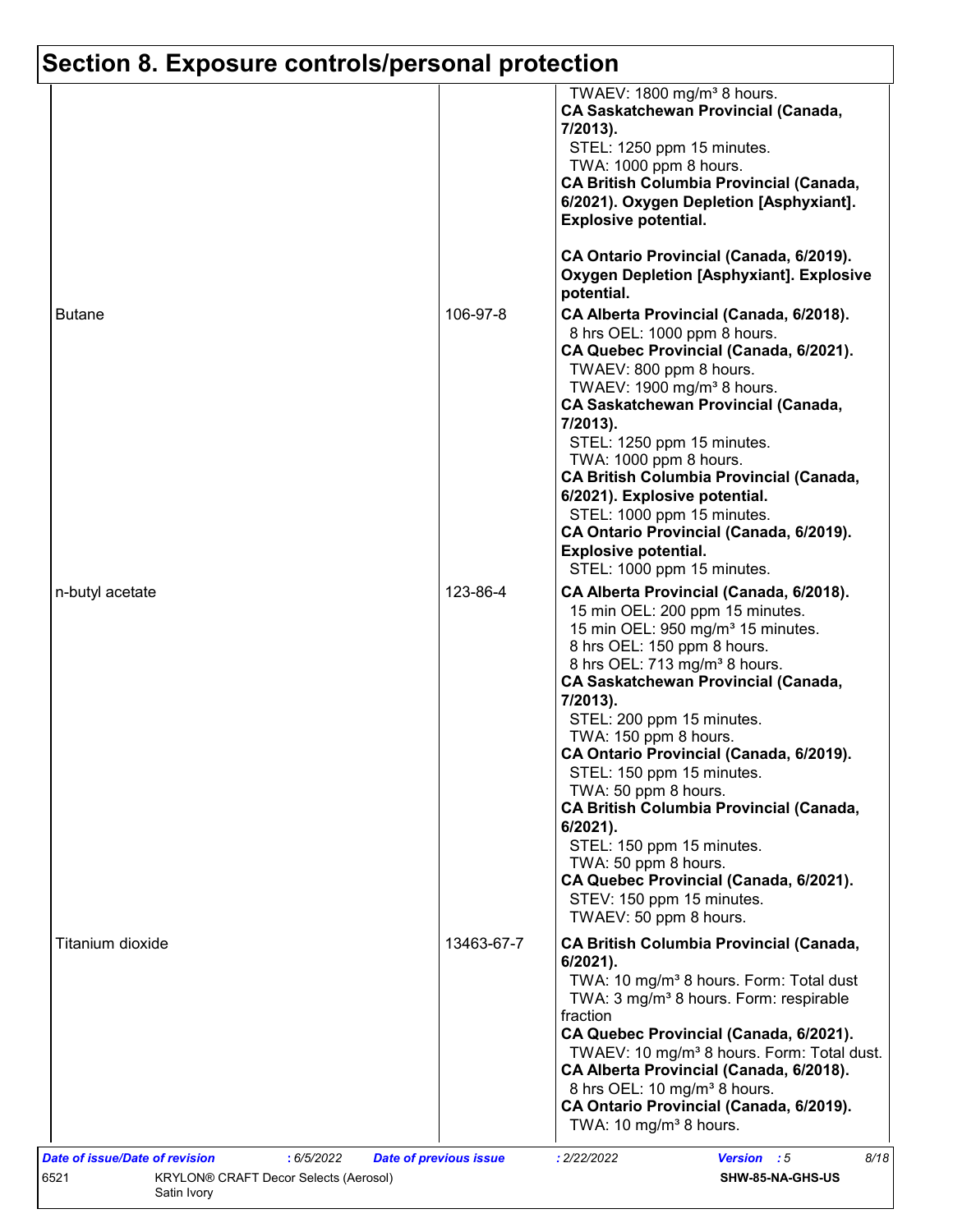# Section 8. Exposure controls/personal protection

| | | |
|---|---|---|
| | | TWAEV: 1800 mg/m³ 8 hours.<br>**CA Saskatchewan Provincial (Canada, 7/2013).**<br>STEL: 1250 ppm 15 minutes.<br>TWA: 1000 ppm 8 hours.<br>**CA British Columbia Provincial (Canada, 6/2021). Oxygen Depletion [Asphyxiant]. Explosive potential.**<br>**CA Ontario Provincial (Canada, 6/2019). Oxygen Depletion [Asphyxiant]. Explosive potential.** |
| Butane | 106-97-8 | **CA Alberta Provincial (Canada, 6/2018).**<br>8 hrs OEL: 1000 ppm 8 hours.<br>**CA Quebec Provincial (Canada, 6/2021).**<br>TWAEV: 800 ppm 8 hours.<br>TWAEV: 1900 mg/m³ 8 hours.<br>**CA Saskatchewan Provincial (Canada, 7/2013).**<br>STEL: 1250 ppm 15 minutes.<br>TWA: 1000 ppm 8 hours.<br>**CA British Columbia Provincial (Canada, 6/2021). Explosive potential.**<br>STEL: 1000 ppm 15 minutes.<br>**CA Ontario Provincial (Canada, 6/2019). Explosive potential.**<br>STEL: 1000 ppm 15 minutes. |
| n-butyl acetate | 123-86-4 | **CA Alberta Provincial (Canada, 6/2018).**<br>15 min OEL: 200 ppm 15 minutes.<br>15 min OEL: 950 mg/m³ 15 minutes.<br>8 hrs OEL: 150 ppm 8 hours.<br>8 hrs OEL: 713 mg/m³ 8 hours.<br>**CA Saskatchewan Provincial (Canada, 7/2013).**<br>STEL: 200 ppm 15 minutes.<br>TWA: 150 ppm 8 hours.<br>**CA Ontario Provincial (Canada, 6/2019).**<br>STEL: 150 ppm 15 minutes.<br>TWA: 50 ppm 8 hours.<br>**CA British Columbia Provincial (Canada, 6/2021).**<br>STEL: 150 ppm 15 minutes.<br>TWA: 50 ppm 8 hours.<br>**CA Quebec Provincial (Canada, 6/2021).**<br>STEV: 150 ppm 15 minutes.<br>TWAEV: 50 ppm 8 hours. |
| Titanium dioxide | 13463-67-7 | **CA British Columbia Provincial (Canada, 6/2021).**<br>TWA: 10 mg/m³ 8 hours. Form: Total dust<br>TWA: 3 mg/m³ 8 hours. Form: respirable fraction<br>**CA Quebec Provincial (Canada, 6/2021).**<br>TWAEV: 10 mg/m³ 8 hours. Form: Total dust.<br>**CA Alberta Provincial (Canada, 6/2018).**<br>8 hrs OEL: 10 mg/m³ 8 hours.<br>**CA Ontario Provincial (Canada, 6/2019).**<br>TWA: 10 mg/m³ 8 hours. |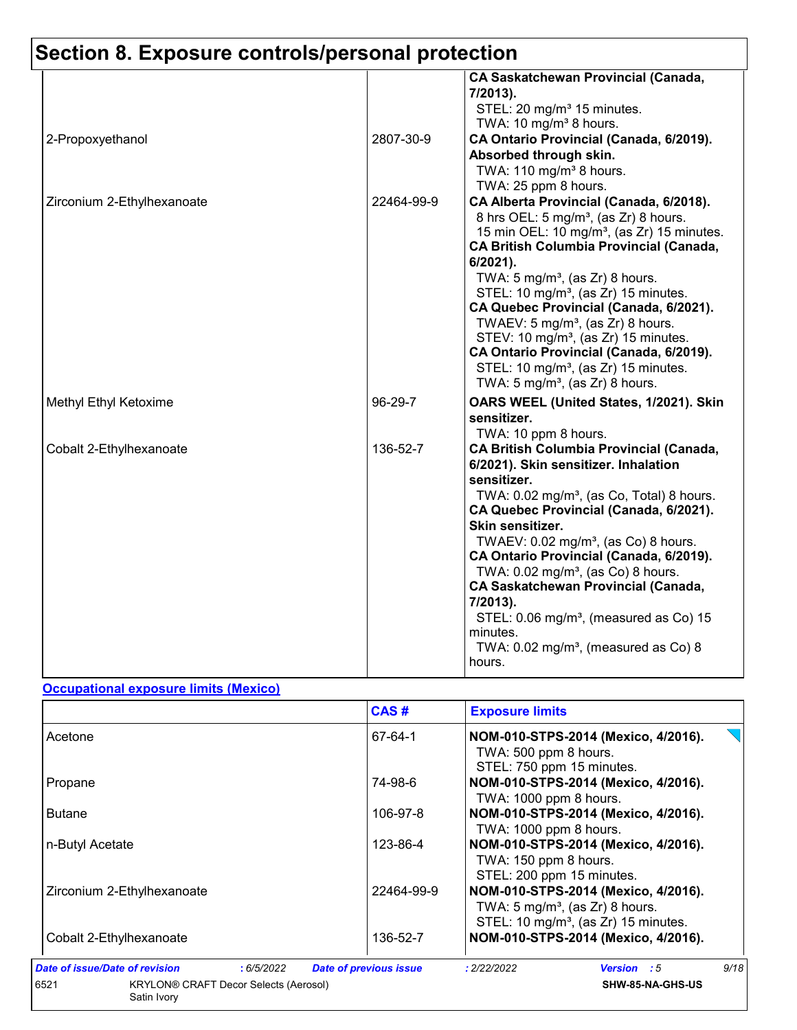## Section 8. Exposure controls/personal protection

| | | |
|---|---|---|
| | | **CA Saskatchewan Provincial (Canada, 7/2013).**<br>STEL: 20 mg/m³ 15 minutes.<br>TWA: 10 mg/m³ 8 hours. |
| 2-Propoxyethanol | 2807-30-9 | **CA Ontario Provincial (Canada, 6/2019). Absorbed through skin.**<br>TWA: 110 mg/m³ 8 hours.<br>TWA: 25 ppm 8 hours. |
| Zirconium 2-Ethylhexanoate | 22464-99-9 | **CA Alberta Provincial (Canada, 6/2018).**<br>8 hrs OEL: 5 mg/m³, (as Zr) 8 hours.<br>15 min OEL: 10 mg/m³, (as Zr) 15 minutes.<br>**CA British Columbia Provincial (Canada, 6/2021).**<br>TWA: 5 mg/m³, (as Zr) 8 hours.<br>STEL: 10 mg/m³, (as Zr) 15 minutes.<br>**CA Quebec Provincial (Canada, 6/2021).**<br>TWAEV: 5 mg/m³, (as Zr) 8 hours.<br>STEV: 10 mg/m³, (as Zr) 15 minutes.<br>**CA Ontario Provincial (Canada, 6/2019).**<br>STEL: 10 mg/m³, (as Zr) 15 minutes.<br>TWA: 5 mg/m³, (as Zr) 8 hours. |
| Methyl Ethyl Ketoxime | 96-29-7 | **OARS WEEL (United States, 1/2021). Skin sensitizer.**<br>TWA: 10 ppm 8 hours. |
| Cobalt 2-Ethylhexanoate | 136-52-7 | **CA British Columbia Provincial (Canada, 6/2021). Skin sensitizer. Inhalation sensitizer.**<br>TWA: 0.02 mg/m³, (as Co, Total) 8 hours.<br>**CA Quebec Provincial (Canada, 6/2021). Skin sensitizer.**<br>TWAEV: 0.02 mg/m³, (as Co) 8 hours.<br>**CA Ontario Provincial (Canada, 6/2019).**<br>TWA: 0.02 mg/m³, (as Co) 8 hours.<br>**CA Saskatchewan Provincial (Canada, 7/2013).**<br>STEL: 0.06 mg/m³, (measured as Co) 15 minutes.<br>TWA: 0.02 mg/m³, (measured as Co) 8 hours. |

**Occupational exposure limits (Mexico)**

| | CAS # | Exposure limits |
|---|---|---|
| Acetone | 67-64-1 | **NOM-010-STPS-2014 (Mexico, 4/2016).**<br>TWA: 500 ppm 8 hours.<br>STEL: 750 ppm 15 minutes. |
| Propane | 74-98-6 | **NOM-010-STPS-2014 (Mexico, 4/2016).**<br>TWA: 1000 ppm 8 hours. |
| Butane | 106-97-8 | **NOM-010-STPS-2014 (Mexico, 4/2016).**<br>TWA: 1000 ppm 8 hours. |
| n-Butyl Acetate | 123-86-4 | **NOM-010-STPS-2014 (Mexico, 4/2016).**<br>TWA: 150 ppm 8 hours.<br>STEL: 200 ppm 15 minutes. |
| Zirconium 2-Ethylhexanoate | 22464-99-9 | **NOM-010-STPS-2014 (Mexico, 4/2016).**<br>TWA: 5 mg/m³, (as Zr) 8 hours.<br>STEL: 10 mg/m³, (as Zr) 15 minutes. |
| Cobalt 2-Ethylhexanoate | 136-52-7 | **NOM-010-STPS-2014 (Mexico, 4/2016).** |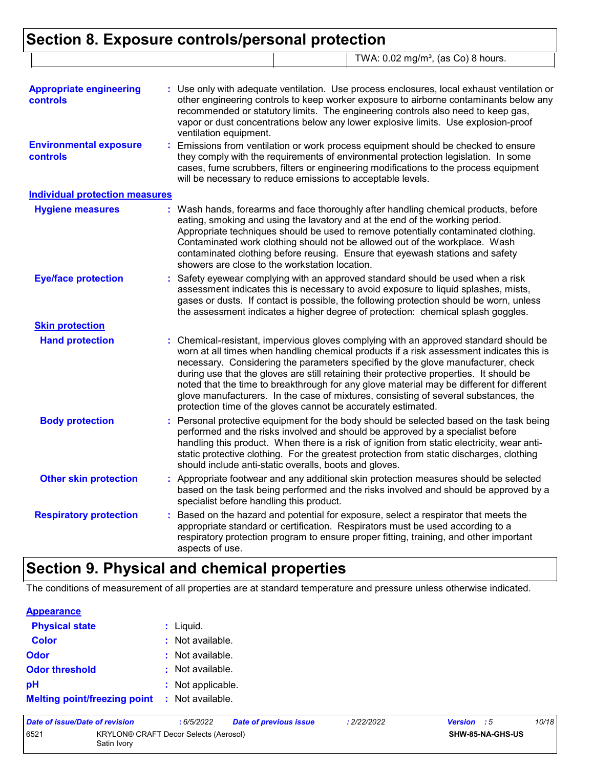# Section 8. Exposure controls/personal protection

| | | |
|---|---|---|
| | | TWA: 0.02 mg/m³, (as Co) 8 hours. |

**Appropriate engineering controls** : Use only with adequate ventilation. Use process enclosures, local exhaust ventilation or other engineering controls to keep worker exposure to airborne contaminants below any recommended or statutory limits. The engineering controls also need to keep gas, vapor or dust concentrations below any lower explosive limits. Use explosion-proof ventilation equipment.

**Environmental exposure controls** : Emissions from ventilation or work process equipment should be checked to ensure they comply with the requirements of environmental protection legislation. In some cases, fume scrubbers, filters or engineering modifications to the process equipment will be necessary to reduce emissions to acceptable levels.

## Individual protection measures

**Hygiene measures** : Wash hands, forearms and face thoroughly after handling chemical products, before eating, smoking and using the lavatory and at the end of the working period. Appropriate techniques should be used to remove potentially contaminated clothing. Contaminated work clothing should not be allowed out of the workplace. Wash contaminated clothing before reusing. Ensure that eyewash stations and safety showers are close to the workstation location.

**Eye/face protection** : Safety eyewear complying with an approved standard should be used when a risk assessment indicates this is necessary to avoid exposure to liquid splashes, mists, gases or dusts. If contact is possible, the following protection should be worn, unless the assessment indicates a higher degree of protection: chemical splash goggles.

### Skin protection

**Hand protection** : Chemical-resistant, impervious gloves complying with an approved standard should be worn at all times when handling chemical products if a risk assessment indicates this is necessary. Considering the parameters specified by the glove manufacturer, check during use that the gloves are still retaining their protective properties. It should be noted that the time to breakthrough for any glove material may be different for different glove manufacturers. In the case of mixtures, consisting of several substances, the protection time of the gloves cannot be accurately estimated.

**Body protection** : Personal protective equipment for the body should be selected based on the task being performed and the risks involved and should be approved by a specialist before handling this product. When there is a risk of ignition from static electricity, wear anti-static protective clothing. For the greatest protection from static discharges, clothing should include anti-static overalls, boots and gloves.

**Other skin protection** : Appropriate footwear and any additional skin protection measures should be selected based on the task being performed and the risks involved and should be approved by a specialist before handling this product.

**Respiratory protection** : Based on the hazard and potential for exposure, select a respirator that meets the appropriate standard or certification. Respirators must be used according to a respiratory protection program to ensure proper fitting, training, and other important aspects of use.

# Section 9. Physical and chemical properties

The conditions of measurement of all properties are at standard temperature and pressure unless otherwise indicated.

## Appearance

**Physical state** : Liquid.

**Color** : Not available.

**Odor** : Not available.

**Odor threshold** : Not available.

**pH** : Not applicable.

**Melting point/freezing point** : Not available.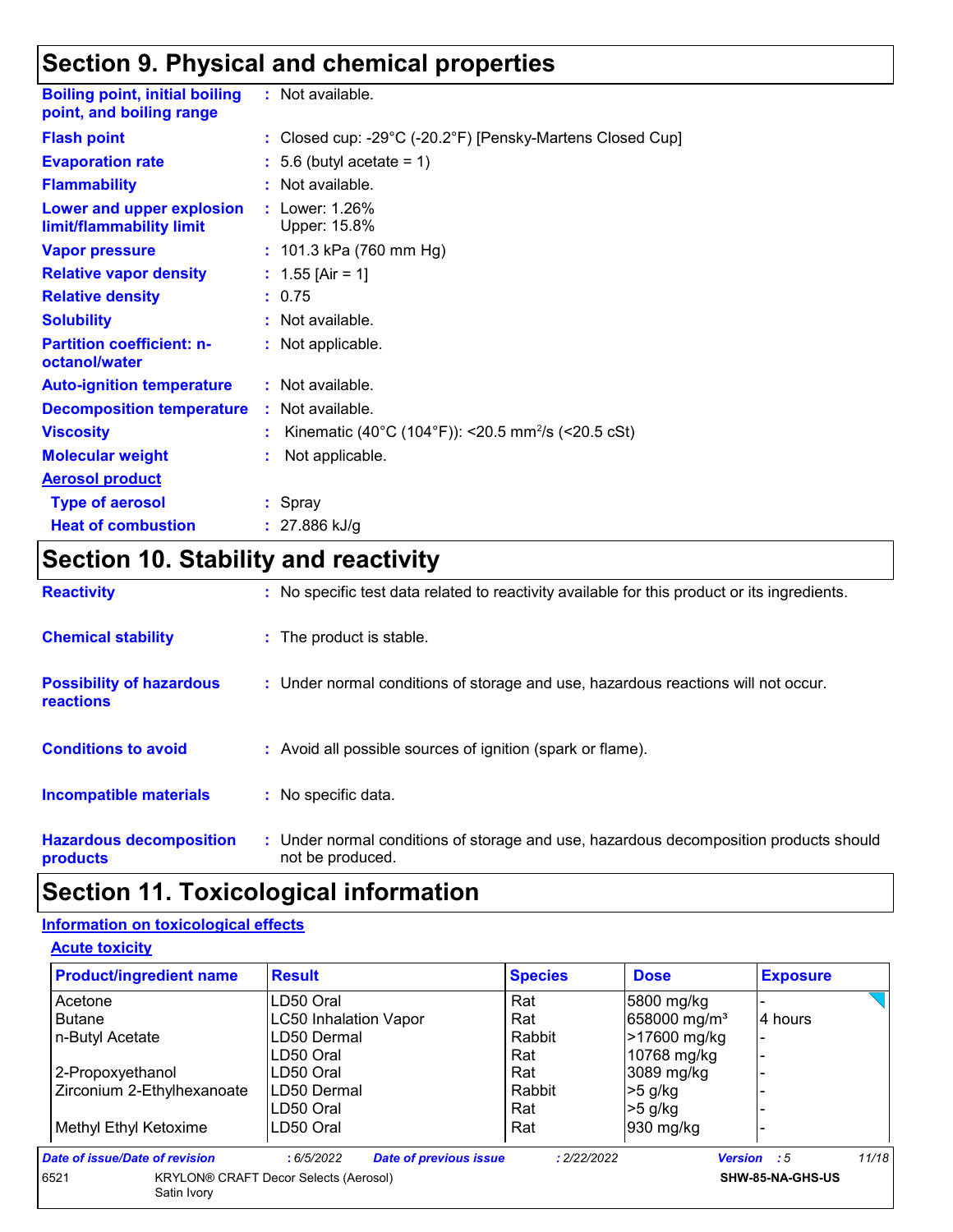## Section 9. Physical and chemical properties

| | |
|---|---|
| **Boiling point, initial boiling point, and boiling range** | : Not available. |
| **Flash point** | : Closed cup: -29°C (-20.2°F) [Pensky-Martens Closed Cup] |
| **Evaporation rate** | : 5.6 (butyl acetate = 1) |
| **Flammability** | : Not available. |
| **Lower and upper explosion limit/flammability limit** | : Lower: 1.26%<br>Upper: 15.8% |
| **Vapor pressure** | : 101.3 kPa (760 mm Hg) |
| **Relative vapor density** | : 1.55 [Air = 1] |
| **Relative density** | : 0.75 |
| **Solubility** | : Not available. |
| **Partition coefficient: n-octanol/water** | : Not applicable. |
| **Auto-ignition temperature** | : Not available. |
| **Decomposition temperature** | : Not available. |
| **Viscosity** | : Kinematic (40°C (104°F)): <20.5 $mm^2/s$ (<20.5 cSt) |
| **Molecular weight** | : Not applicable. |
| **Aerosol product** | |
| **Type of aerosol** | : Spray |
| **Heat of combustion** | : 27.886 kJ/g |

## Section 10. Stability and reactivity

| | |
|---|---|
| **Reactivity** | : No specific test data related to reactivity available for this product or its ingredients. |
| **Chemical stability** | : The product is stable. |
| **Possibility of hazardous reactions** | : Under normal conditions of storage and use, hazardous reactions will not occur. |
| **Conditions to avoid** | : Avoid all possible sources of ignition (spark or flame). |
| **Incompatible materials** | : No specific data. |
| **Hazardous decomposition products** | : Under normal conditions of storage and use, hazardous decomposition products should not be produced. |

## Section 11. Toxicological information

### Information on toxicological effects

#### Acute toxicity

| Product/ingredient name | Result | Species | Dose | Exposure |
|---|---|---|---|---|
| Acetone | LD50 Oral | Rat | 5800 mg/kg | - |
| Butane | LC50 Inhalation Vapor | Rat | 658000 mg/m³ | 4 hours |
| n-Butyl Acetate | LD50 Dermal | Rabbit | >17600 mg/kg | - |
| | LD50 Oral | Rat | 10768 mg/kg | - |
| 2-Propoxyethanol | LD50 Oral | Rat | 3089 mg/kg | - |
| Zirconium 2-Ethylhexanoate | LD50 Dermal | Rabbit | >5 g/kg | - |
| | LD50 Oral | Rat | >5 g/kg | - |
| Methyl Ethyl Ketoxime | LD50 Oral | Rat | 930 mg/kg | - |

*Date of issue/Date of revision* : 6/5/2022 *Date of previous issue* : 2/22/2022 *Version* : 5

6521 KRYLON® CRAFT Decor Selects (Aerosol) Satin Ivory SHW-85-NA-GHS-US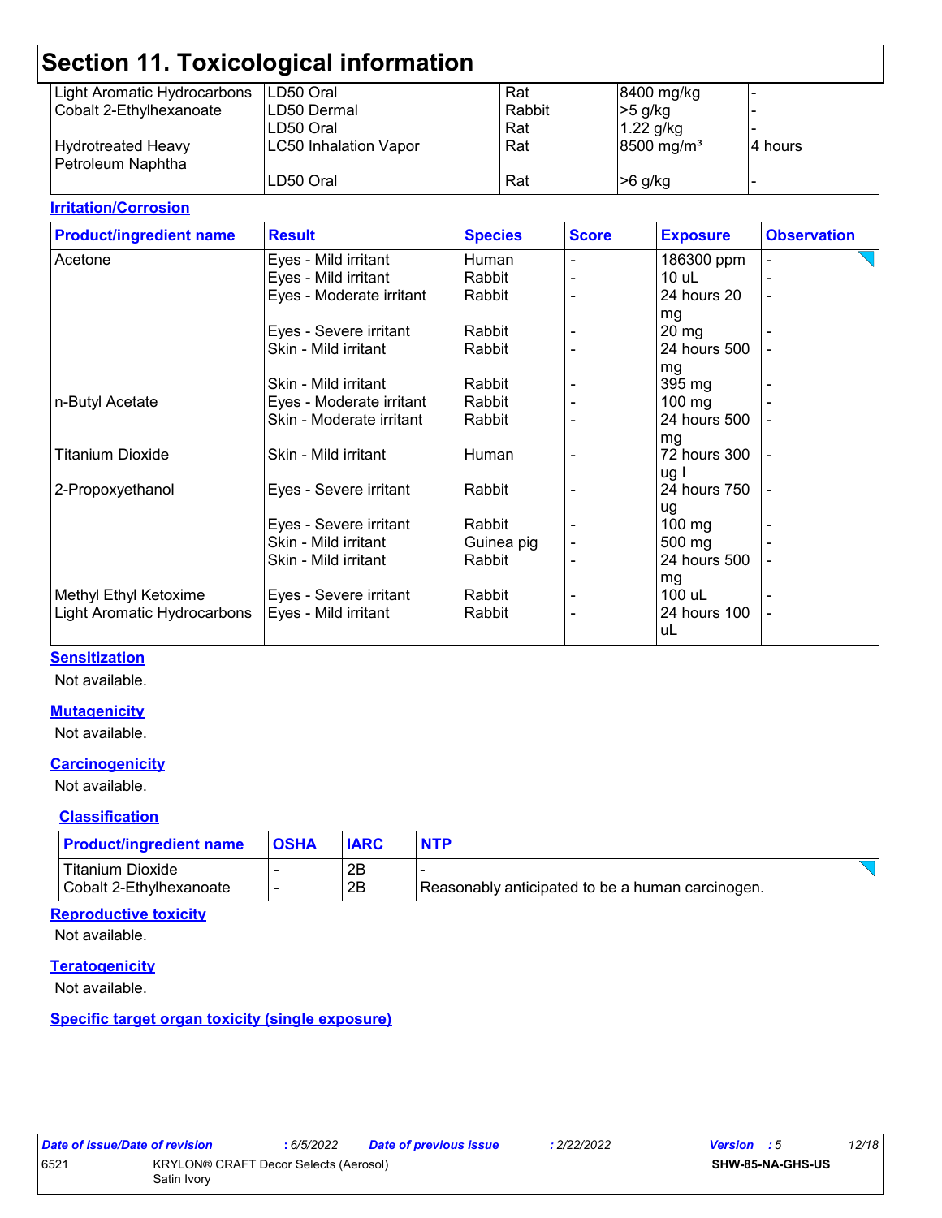## Section 11. Toxicological information

| | | | | |
|---|---|---|---|---|
| Light Aromatic Hydrocarbons | LD50 Oral | Rat | 8400 mg/kg | - |
| Cobalt 2-Ethylhexanoate | LD50 Dermal | Rabbit | >5 g/kg | - |
| | LD50 Oral | Rat | 1.22 g/kg | - |
| Hydrotreated Heavy Petroleum Naphtha | LC50 Inhalation Vapor | Rat | 8500 mg/m³ | 4 hours |
| | LD50 Oral | Rat | >6 g/kg | - |

**Irritation/Corrosion**

| Product/ingredient name | Result | Species | Score | Exposure | Observation |
|---|---|---|---|---|---|
| Acetone | Eyes - Mild irritant | Human | - | 186300 ppm | - |
| | Eyes - Mild irritant | Rabbit | - | 10 uL | - |
| | Eyes - Moderate irritant | Rabbit | - | 24 hours 20 mg | - |
| | Eyes - Severe irritant | Rabbit | - | 20 mg | - |
| | Skin - Mild irritant | Rabbit | - | 24 hours 500 mg | - |
| | Skin - Mild irritant | Rabbit | - | 395 mg | - |
| n-Butyl Acetate | Eyes - Moderate irritant | Rabbit | - | 100 mg | - |
| | Skin - Moderate irritant | Rabbit | - | 24 hours 500 mg | - |
| Titanium Dioxide | Skin - Mild irritant | Human | - | 72 hours 300 ug I | - |
| 2-Propoxyethanol | Eyes - Severe irritant | Rabbit | - | 24 hours 750 ug | - |
| | Eyes - Severe irritant | Rabbit | - | 100 mg | - |
| | Skin - Mild irritant | Guinea pig | - | 500 mg | - |
| | Skin - Mild irritant | Rabbit | - | 24 hours 500 mg | - |
| Methyl Ethyl Ketoxime | Eyes - Severe irritant | Rabbit | - | 100 uL | - |
| Light Aromatic Hydrocarbons | Eyes - Mild irritant | Rabbit | - | 24 hours 100 uL | - |

**Sensitization**

Not available.

**Mutagenicity**

Not available.

**Carcinogenicity**

Not available.

**Classification**

| Product/ingredient name | OSHA | IARC | NTP |
|---|---|---|---|
| Titanium Dioxide | - | 2B | - |
| Cobalt 2-Ethylhexanoate | - | 2B | Reasonably anticipated to be a human carcinogen. |

**Reproductive toxicity**

Not available.

**Teratogenicity**

Not available.

**Specific target organ toxicity (single exposure)**

| Date of issue/Date of revision | : 6/5/2022 | Date of previous issue | : 2/22/2022 | Version : 5 |
|---|---|---|---|---|
| 6521 | KRYLON® CRAFT Decor Selects (Aerosol) Satin Ivory | | | SHW-85-NA-GHS-US |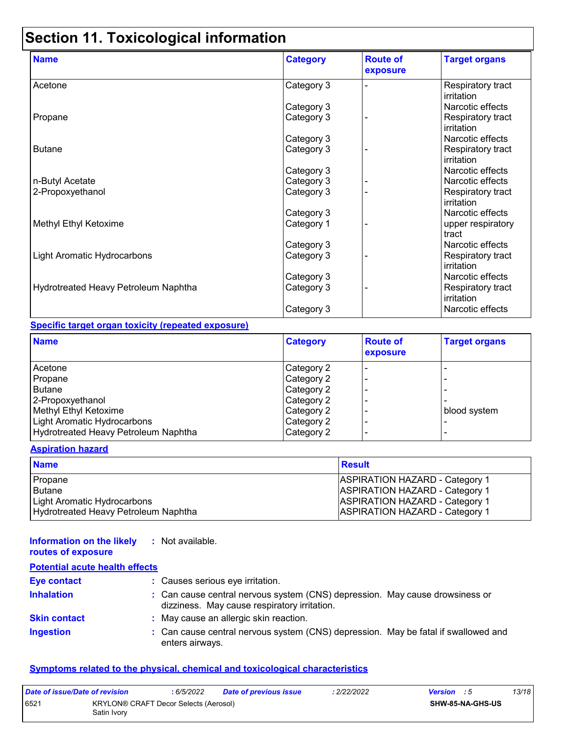# Section 11. Toxicological information

| Name | Category | Route of exposure | Target organs |
|---|---|---|---|
| Acetone | Category 3 | - | Respiratory tract irritation |
| | Category 3 | | Narcotic effects |
| Propane | Category 3 | - | Respiratory tract irritation |
| | Category 3 | | Narcotic effects |
| Butane | Category 3 | - | Respiratory tract irritation |
| | Category 3 | | Narcotic effects |
| n-Butyl Acetate | Category 3 | - | Narcotic effects |
| 2-Propoxyethanol | Category 3 | - | Respiratory tract irritation |
| | Category 3 | | Narcotic effects |
| Methyl Ethyl Ketoxime | Category 1 | - | upper respiratory tract |
| | Category 3 | | Narcotic effects |
| Light Aromatic Hydrocarbons | Category 3 | - | Respiratory tract irritation |
| | Category 3 | | Narcotic effects |
| Hydrotreated Heavy Petroleum Naphtha | Category 3 | - | Respiratory tract irritation |
| | Category 3 | | Narcotic effects |

**Specific target organ toxicity (repeated exposure)**

| Name | Category | Route of exposure | Target organs |
|---|---|---|---|
| Acetone | Category 2 | - | - |
| Propane | Category 2 | - | - |
| Butane | Category 2 | - | - |
| 2-Propoxyethanol | Category 2 | - | - |
| Methyl Ethyl Ketoxime | Category 2 | - | blood system |
| Light Aromatic Hydrocarbons | Category 2 | - | - |
| Hydrotreated Heavy Petroleum Naphtha | Category 2 | - | - |

**Aspiration hazard**

| Name | Result |
|---|---|
| Propane | ASPIRATION HAZARD - Category 1 |
| Butane | ASPIRATION HAZARD - Category 1 |
| Light Aromatic Hydrocarbons | ASPIRATION HAZARD - Category 1 |
| Hydrotreated Heavy Petroleum Naphtha | ASPIRATION HAZARD - Category 1 |

**Information on the likely routes of exposure** : Not available.

**Potential acute health effects**

**Eye contact** : Causes serious eye irritation.

**Inhalation** : Can cause central nervous system (CNS) depression. May cause drowsiness or dizziness. May cause respiratory irritation.

**Skin contact** : May cause an allergic skin reaction.

**Ingestion** : Can cause central nervous system (CNS) depression. May be fatal if swallowed and enters airways.

**Symptoms related to the physical, chemical and toxicological characteristics**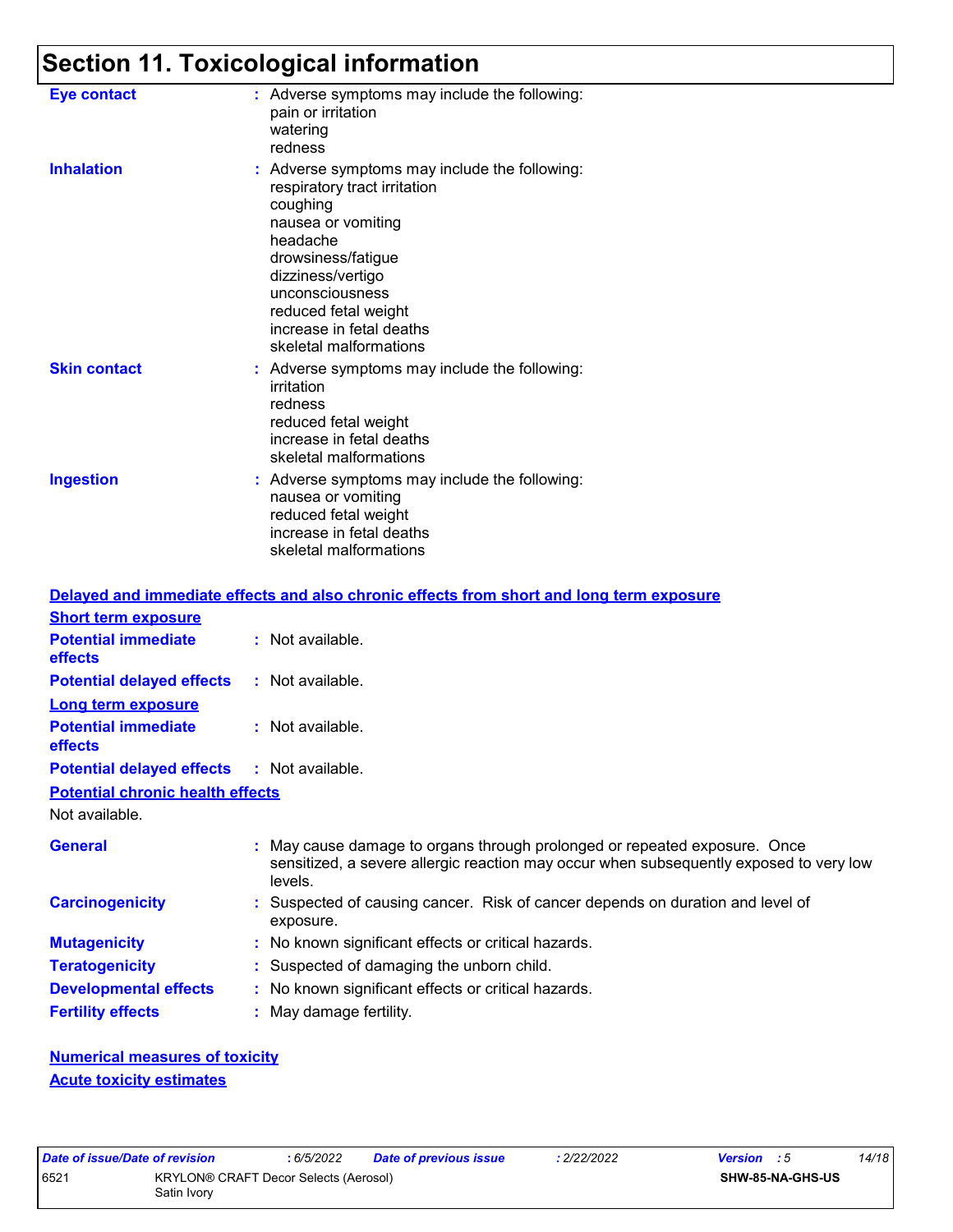# Section 11. Toxicological information

**Eye contact** : Adverse symptoms may include the following:
pain or irritation
watering
redness

**Inhalation** : Adverse symptoms may include the following:
respiratory tract irritation
coughing
nausea or vomiting
headache
drowsiness/fatigue
dizziness/vertigo
unconsciousness
reduced fetal weight
increase in fetal deaths
skeletal malformations

**Skin contact** : Adverse symptoms may include the following:
irritation
redness
reduced fetal weight
increase in fetal deaths
skeletal malformations

**Ingestion** : Adverse symptoms may include the following:
nausea or vomiting
reduced fetal weight
increase in fetal deaths
skeletal malformations

## Delayed and immediate effects and also chronic effects from short and long term exposure

### Short term exposure

**Potential immediate effects** : Not available.

**Potential delayed effects** : Not available.

### Long term exposure

**Potential immediate effects** : Not available.

**Potential delayed effects** : Not available.

### Potential chronic health effects

Not available.

**General** : May cause damage to organs through prolonged or repeated exposure. Once sensitized, a severe allergic reaction may occur when subsequently exposed to very low levels.

**Carcinogenicity** : Suspected of causing cancer. Risk of cancer depends on duration and level of exposure.

**Mutagenicity** : No known significant effects or critical hazards.

**Teratogenicity** : Suspected of damaging the unborn child.

**Developmental effects** : No known significant effects or critical hazards.

**Fertility effects** : May damage fertility.

## Numerical measures of toxicity

### Acute toxicity estimates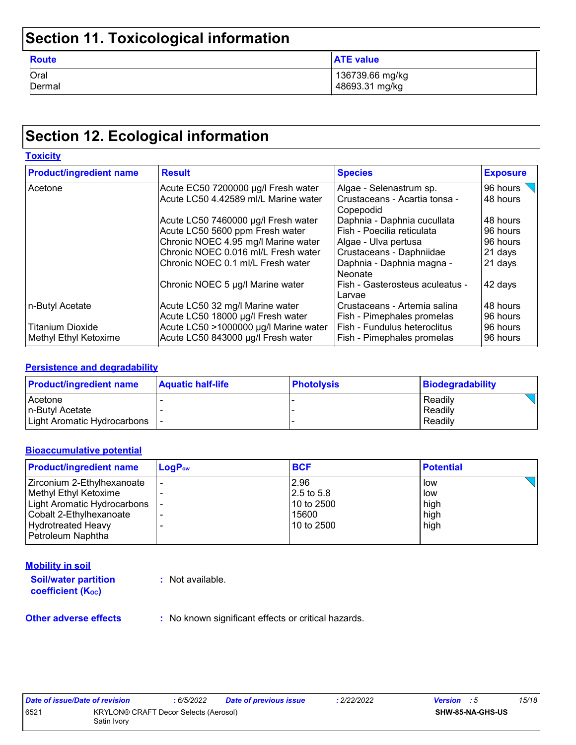## Section 11. Toxicological information

| Route | ATE value |
|---|---|
| Oral | 136739.66 mg/kg |
| Dermal | 48693.31 mg/kg |

## Section 12. Ecological information

### Toxicity

| Product/ingredient name | Result | Species | Exposure |
|---|---|---|---|
| Acetone | Acute EC50 7200000 µg/l Fresh water | Algae - Selenastrum sp. | 96 hours |
| | Acute LC50 4.42589 ml/L Marine water | Crustaceans - Acartia tonsa - Copepodid | 48 hours |
| | Acute LC50 7460000 µg/l Fresh water | Daphnia - Daphnia cucullata | 48 hours |
| | Acute LC50 5600 ppm Fresh water | Fish - Poecilia reticulata | 96 hours |
| | Chronic NOEC 4.95 mg/l Marine water | Algae - Ulva pertusa | 96 hours |
| | Chronic NOEC 0.016 ml/L Fresh water | Crustaceans - Daphniidae | 21 days |
| | Chronic NOEC 0.1 ml/L Fresh water | Daphnia - Daphnia magna - Neonate | 21 days |
| | Chronic NOEC 5 µg/l Marine water | Fish - Gasterosteus aculeatus - Larvae | 42 days |
| n-Butyl Acetate | Acute LC50 32 mg/l Marine water | Crustaceans - Artemia salina | 48 hours |
| | Acute LC50 18000 µg/l Fresh water | Fish - Pimephales promelas | 96 hours |
| Titanium Dioxide | Acute LC50 >1000000 µg/l Marine water | Fish - Fundulus heteroclitus | 96 hours |
| Methyl Ethyl Ketoxime | Acute LC50 843000 µg/l Fresh water | Fish - Pimephales promelas | 96 hours |

### Persistence and degradability

| Product/ingredient name | Aquatic half-life | Photolysis | Biodegradability |
|---|---|---|---|
| Acetone | - | - | Readily |
| n-Butyl Acetate | - | - | Readily |
| Light Aromatic Hydrocarbons | - | - | Readily |

### Bioaccumulative potential

| Product/ingredient name | $LogP_{ow}$ | BCF | Potential |
|---|---|---|---|
| Zirconium 2-Ethylhexanoate | - | 2.96 | low |
| Methyl Ethyl Ketoxime | - | 2.5 to 5.8 | low |
| Light Aromatic Hydrocarbons | - | 10 to 2500 | high |
| Cobalt 2-Ethylhexanoate | - | 15600 | high |
| Hydrotreated Heavy Petroleum Naphtha | - | 10 to 2500 | high |

### Mobility in soil

**Soil/water partition coefficient ($K_{OC}$)** : Not available.

**Other adverse effects** : No known significant effects or critical hazards.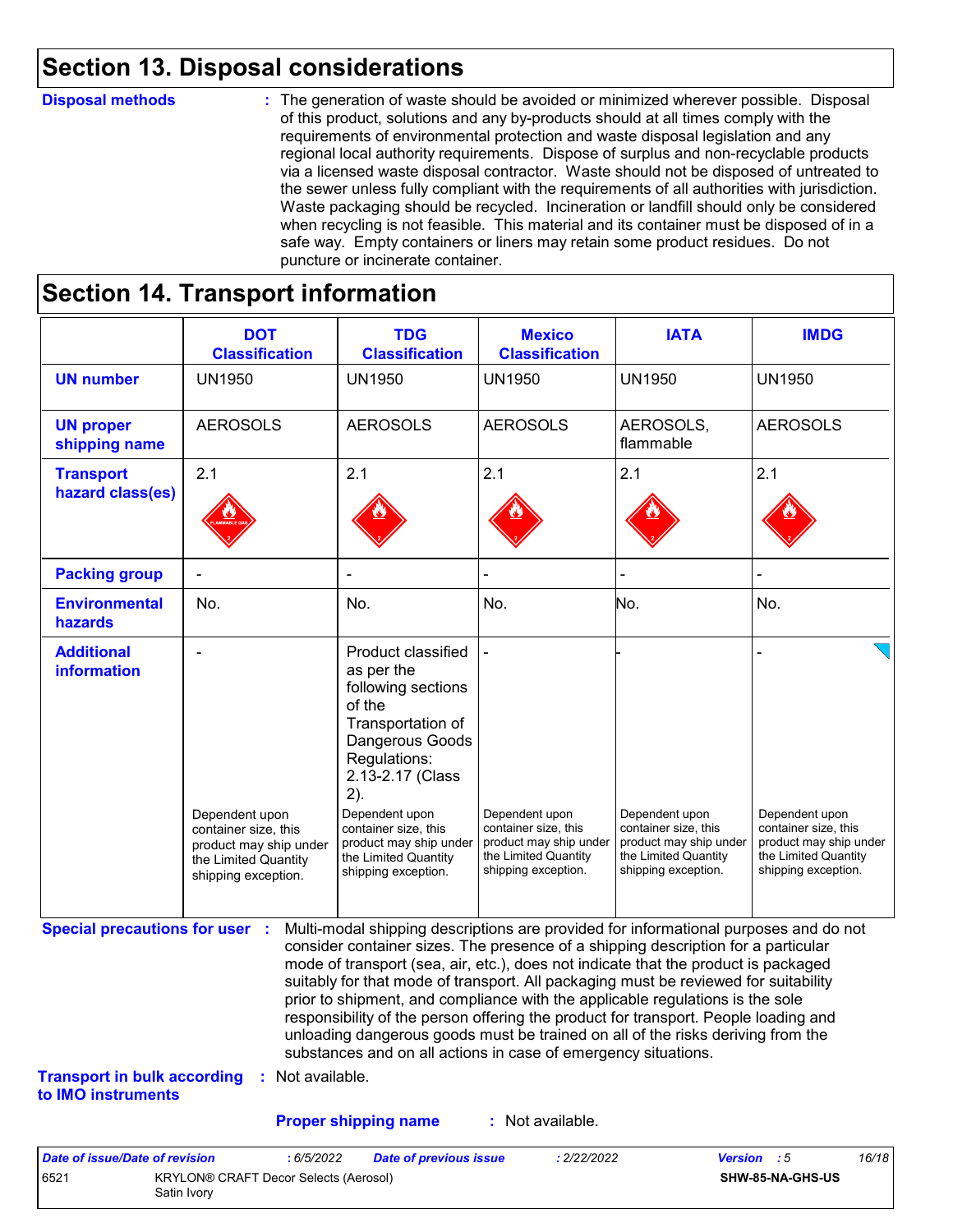## Section 13. Disposal considerations

**Disposal methods** : The generation of waste should be avoided or minimized wherever possible. Disposal of this product, solutions and any by-products should at all times comply with the requirements of environmental protection and waste disposal legislation and any regional local authority requirements. Dispose of surplus and non-recyclable products via a licensed waste disposal contractor. Waste should not be disposed of untreated to the sewer unless fully compliant with the requirements of all authorities with jurisdiction. Waste packaging should be recycled. Incineration or landfill should only be considered when recycling is not feasible. This material and its container must be disposed of in a safe way. Empty containers or liners may retain some product residues. Do not puncture or incinerate container.

## Section 14. Transport information

| | DOT Classification | TDG Classification | Mexico Classification | IATA | IMDG |
|---|---|---|---|---|---|
| **UN number** | UN1950 | UN1950 | UN1950 | UN1950 | UN1950 |
| **UN proper shipping name** | AEROSOLS | AEROSOLS | AEROSOLS | AEROSOLS, flammable | AEROSOLS |
| **Transport hazard class(es)** | 2.1 | 2.1 | 2.1 | 2.1 | 2.1 |
| **Packing group** | - | - | - | - | - |
| **Environmental hazards** | No. | No. | No. | No. | No. |
| **Additional information** | - Dependent upon container size, this product may ship under the Limited Quantity shipping exception. | Product classified as per the following sections of the Transportation of Dangerous Goods Regulations: 2.13-2.17 (Class 2). Dependent upon container size, this product may ship under the Limited Quantity shipping exception. | - Dependent upon container size, this product may ship under the Limited Quantity shipping exception. | - Dependent upon container size, this product may ship under the Limited Quantity shipping exception. | - Dependent upon container size, this product may ship under the Limited Quantity shipping exception. |

**Special precautions for user** : Multi-modal shipping descriptions are provided for informational purposes and do not consider container sizes. The presence of a shipping description for a particular mode of transport (sea, air, etc.), does not indicate that the product is packaged suitably for that mode of transport. All packaging must be reviewed for suitability prior to shipment, and compliance with the applicable regulations is the sole responsibility of the person offering the product for transport. People loading and unloading dangerous goods must be trained on all of the risks deriving from the substances and on all actions in case of emergency situations.

**Transport in bulk according to IMO instruments** : Not available.

**Proper shipping name** : Not available.

| Date of issue/Date of revision | : 6/5/2022 | Date of previous issue | : 2/22/2022 | Version : 5 |
|---|---|---|---|---|
| 6521 | KRYLON® CRAFT Decor Selects (Aerosol) Satin Ivory | | | SHW-85-NA-GHS-US |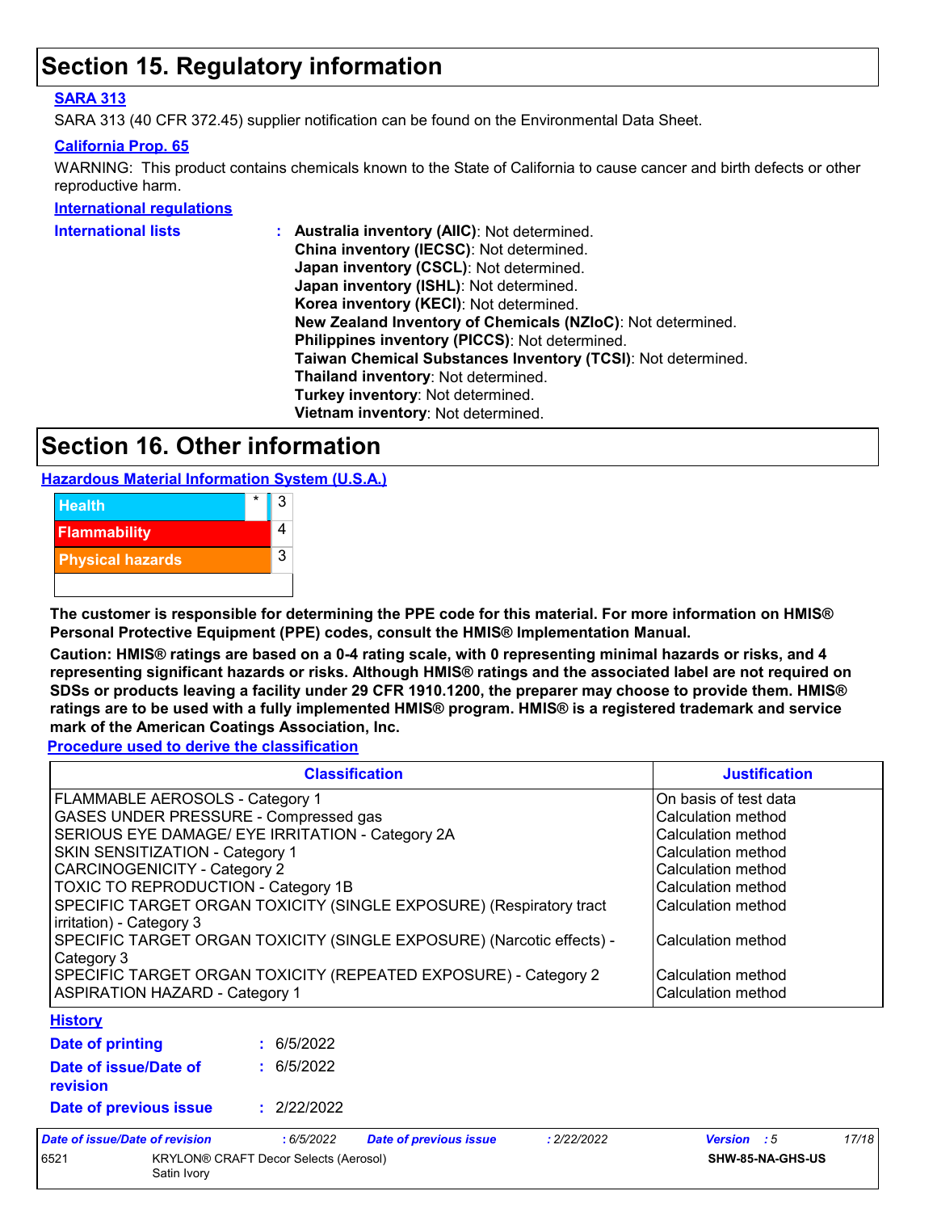## Section 15. Regulatory information

**SARA 313**

SARA 313 (40 CFR 372.45) supplier notification can be found on the Environmental Data Sheet.

**California Prop. 65**

WARNING: This product contains chemicals known to the State of California to cause cancer and birth defects or other reproductive harm.

**International regulations**

**International lists** :
**Australia inventory (AIIC)**: Not determined.
**China inventory (IECSC)**: Not determined.
**Japan inventory (CSCL)**: Not determined.
**Japan inventory (ISHL)**: Not determined.
**Korea inventory (KECI)**: Not determined.
**New Zealand Inventory of Chemicals (NZIoC)**: Not determined.
**Philippines inventory (PICCS)**: Not determined.
**Taiwan Chemical Substances Inventory (TCSI)**: Not determined.
**Thailand inventory**: Not determined.
**Turkey inventory**: Not determined.
**Vietnam inventory**: Not determined.

## Section 16. Other information

**Hazardous Material Information System (U.S.A.)**

| | | |
|---|---|---|
| Health | * | 3 |
| Flammability | | 4 |
| Physical hazards | | 3 |
| | | |

**The customer is responsible for determining the PPE code for this material. For more information on HMIS® Personal Protective Equipment (PPE) codes, consult the HMIS® Implementation Manual.**

**Caution: HMIS® ratings are based on a 0-4 rating scale, with 0 representing minimal hazards or risks, and 4 representing significant hazards or risks. Although HMIS® ratings and the associated label are not required on SDSs or products leaving a facility under 29 CFR 1910.1200, the preparer may choose to provide them. HMIS® ratings are to be used with a fully implemented HMIS® program. HMIS® is a registered trademark and service mark of the American Coatings Association, Inc.**

**Procedure used to derive the classification**

| Classification | Justification |
|---|---|
| FLAMMABLE AEROSOLS - Category 1 | On basis of test data |
| GASES UNDER PRESSURE - Compressed gas | Calculation method |
| SERIOUS EYE DAMAGE/ EYE IRRITATION - Category 2A | Calculation method |
| SKIN SENSITIZATION - Category 1 | Calculation method |
| CARCINOGENICITY - Category 2 | Calculation method |
| TOXIC TO REPRODUCTION - Category 1B | Calculation method |
| SPECIFIC TARGET ORGAN TOXICITY (SINGLE EXPOSURE) (Respiratory tract irritation) - Category 3 | Calculation method |
| SPECIFIC TARGET ORGAN TOXICITY (SINGLE EXPOSURE) (Narcotic effects) - Category 3 | Calculation method |
| SPECIFIC TARGET ORGAN TOXICITY (REPEATED EXPOSURE) - Category 2 | Calculation method |
| ASPIRATION HAZARD - Category 1 | Calculation method |

**History**

**Date of printing** : 6/5/2022

**Date of issue/Date of revision** : 6/5/2022

**Date of previous issue** : 2/22/2022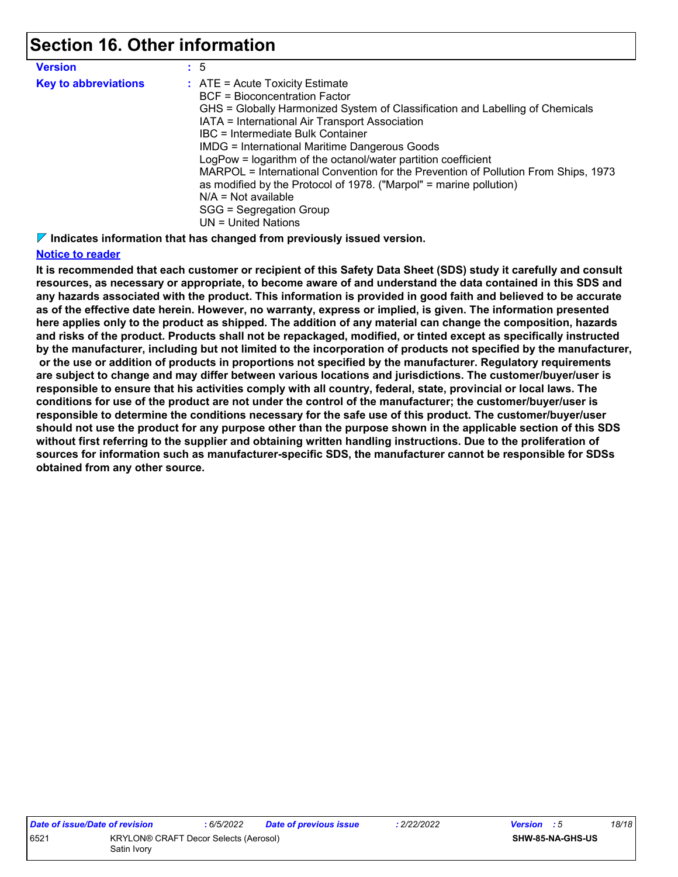# Section 16. Other information

| | | |
|---|---|---|
| **Version** | : | 5 |
| **Key to abbreviations** | : | ATE = Acute Toxicity Estimate<br>BCF = Bioconcentration Factor<br>GHS = Globally Harmonized System of Classification and Labelling of Chemicals<br>IATA = International Air Transport Association<br>IBC = Intermediate Bulk Container<br>IMDG = International Maritime Dangerous Goods<br>LogPow = logarithm of the octanol/water partition coefficient<br>MARPOL = International Convention for the Prevention of Pollution From Ships, 1973 as modified by the Protocol of 1978. ("Marpol" = marine pollution)<br>N/A = Not available<br>SGG = Segregation Group<br>UN = United Nations |

**Indicates information that has changed from previously issued version.**

**Notice to reader**

**It is recommended that each customer or recipient of this Safety Data Sheet (SDS) study it carefully and consult resources, as necessary or appropriate, to become aware of and understand the data contained in this SDS and any hazards associated with the product. This information is provided in good faith and believed to be accurate as of the effective date herein. However, no warranty, express or implied, is given. The information presented here applies only to the product as shipped. The addition of any material can change the composition, hazards and risks of the product. Products shall not be repackaged, modified, or tinted except as specifically instructed by the manufacturer, including but not limited to the incorporation of products not specified by the manufacturer, or the use or addition of products in proportions not specified by the manufacturer. Regulatory requirements are subject to change and may differ between various locations and jurisdictions. The customer/buyer/user is responsible to ensure that his activities comply with all country, federal, state, provincial or local laws. The conditions for use of the product are not under the control of the manufacturer; the customer/buyer/user is responsible to determine the conditions necessary for the safe use of this product. The customer/buyer/user should not use the product for any purpose other than the purpose shown in the applicable section of this SDS without first referring to the supplier and obtaining written handling instructions. Due to the proliferation of sources for information such as manufacturer-specific SDS, the manufacturer cannot be responsible for SDSs obtained from any other source.**